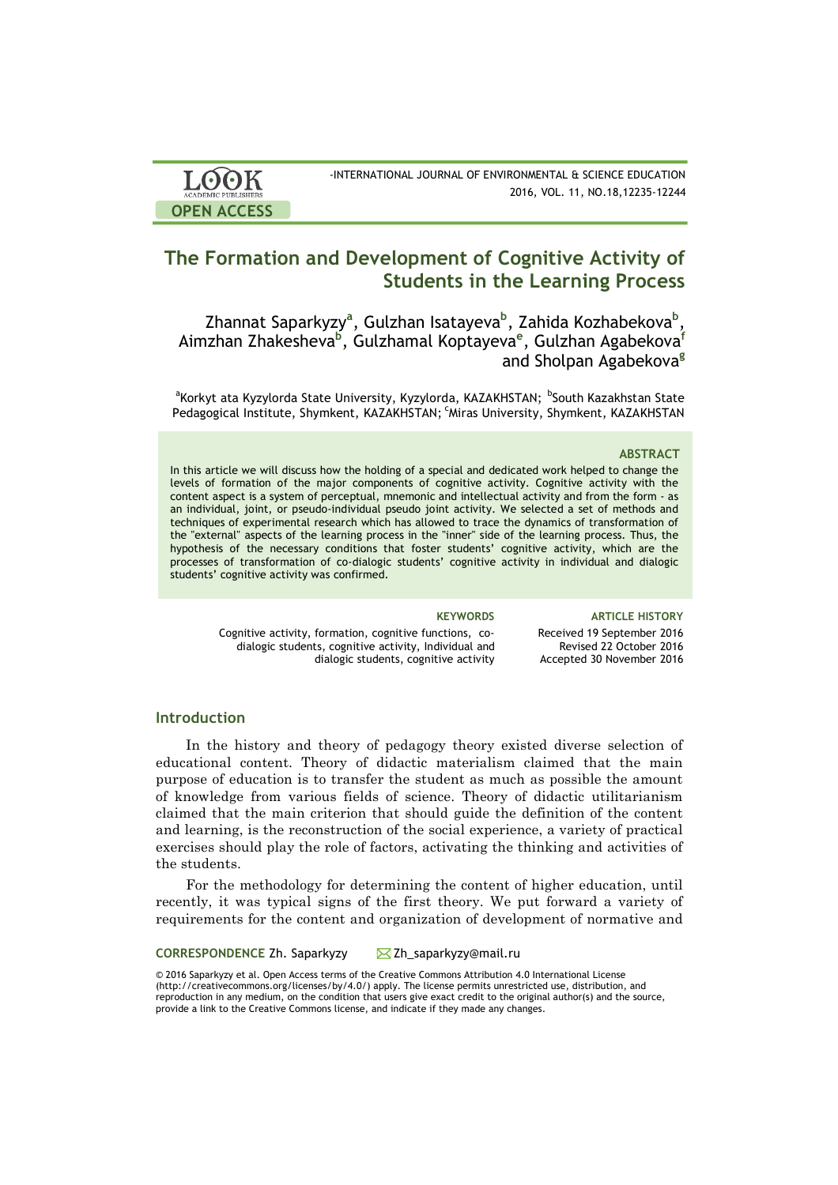# The Formation and Development of Cognitive Activity of Students in the Learning Process

Zhannat Saparkyzy[a], Gulzhan Isatayeva[b], Zahida Kozhabekova[b], Aimzhan Zhakesheva[b], Gulzhamal Koptayeva[e], Gulzhan Agabekova[f] and Sholpan Agabekova[g]

[a]Korkyt ata Kyzylorda State University, Kyzylorda, KAZAKHSTAN; [b]South Kazakhstan State Pedagogical Institute, Shymkent, KAZAKHSTAN; [c]Miras University, Shymkent, KAZAKHSTAN

### ABSTRACT

In this article we will discuss how the holding of a special and dedicated work helped to change the levels of formation of the major components of cognitive activity. Cognitive activity with the content aspect is a system of perceptual, mnemonic and intellectual activity and from the form - as an individual, joint, or pseudo-individual pseudo joint activity. We selected a set of methods and techniques of experimental research which has allowed to trace the dynamics of transformation of the "external" aspects of the learning process in the "inner" side of the learning process. Thus, the hypothesis of the necessary conditions that foster students' cognitive activity, which are the processes of transformation of co-dialogic students' cognitive activity in individual and dialogic students' cognitive activity was confirmed.

**KEYWORDS**

Cognitive activity, formation, cognitive functions, co-dialogic students, cognitive activity, Individual and dialogic students, cognitive activity

**ARTICLE HISTORY**

Received 19 September 2016
Revised 22 October 2016
Accepted 30 November 2016

## Introduction

In the history and theory of pedagogy theory existed diverse selection of educational content. Theory of didactic materialism claimed that the main purpose of education is to transfer the student as much as possible the amount of knowledge from various fields of science. Theory of didactic utilitarianism claimed that the main criterion that should guide the definition of the content and learning, is the reconstruction of the social experience, a variety of practical exercises should play the role of factors, activating the thinking and activities of the students.

For the methodology for determining the content of higher education, until recently, it was typical signs of the first theory. We put forward a variety of requirements for the content and organization of development of normative and

**CORRESPONDENCE** Zh. Saparkyzy Zh_saparkyzy@mail.ru

© 2016 Saparkyzy et al. Open Access terms of the Creative Commons Attribution 4.0 International License (http://creativecommons.org/licenses/by/4.0/) apply. The license permits unrestricted use, distribution, and reproduction in any medium, on the condition that users give exact credit to the original author(s) and the source, provide a link to the Creative Commons license, and indicate if they made any changes.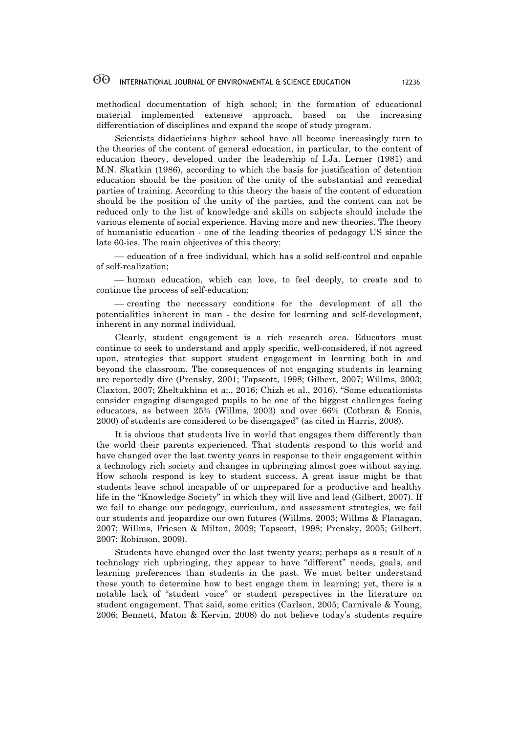methodical documentation of high school; in the formation of educational material implemented extensive approach, based on the increasing differentiation of disciplines and expand the scope of study program.

Scientists didacticians higher school have all become increasingly turn to the theories of the content of general education, in particular, to the content of education theory, developed under the leadership of I.Ja. Lerner (1981) and M.N. Skatkin (1986), according to which the basis for justification of detention education should be the position of the unity of the substantial and remedial parties of training. According to this theory the basis of the content of education should be the position of the unity of the parties, and the content can not be reduced only to the list of knowledge and skills on subjects should include the various elements of social experience. Having more and new theories. The theory of humanistic education - one of the leading theories of pedagogy US since the late 60-ies. The main objectives of this theory:

— education of a free individual, which has a solid self-control and capable of self-realization;

— human education, which can love, to feel deeply, to create and to continue the process of self-education;

— creating the necessary conditions for the development of all the potentialities inherent in man - the desire for learning and self-development, inherent in any normal individual.

Clearly, student engagement is a rich research area. Educators must continue to seek to understand and apply specific, well-considered, if not agreed upon, strategies that support student engagement in learning both in and beyond the classroom. The consequences of not engaging students in learning are reportedly dire (Prensky, 2001; Tapscott, 1998; Gilbert, 2007; Willms, 2003; Claxton, 2007; Zheltukhina et a;., 2016; Chizh et al., 2016). "Some educationists consider engaging disengaged pupils to be one of the biggest challenges facing educators, as between 25% (Willms, 2003) and over 66% (Cothran & Ennis, 2000) of students are considered to be disengaged" (as cited in Harris, 2008).

It is obvious that students live in world that engages them differently than the world their parents experienced. That students respond to this world and have changed over the last twenty years in response to their engagement within a technology rich society and changes in upbringing almost goes without saying. How schools respond is key to student success. A great issue might be that students leave school incapable of or unprepared for a productive and healthy life in the "Knowledge Society" in which they will live and lead (Gilbert, 2007). If we fail to change our pedagogy, curriculum, and assessment strategies, we fail our students and jeopardize our own futures (Willms, 2003; Willms & Flanagan, 2007; Willms, Friesen & Milton, 2009; Tapscott, 1998; Prensky, 2005; Gilbert, 2007; Robinson, 2009).

Students have changed over the last twenty years; perhaps as a result of a technology rich upbringing, they appear to have "different" needs, goals, and learning preferences than students in the past. We must better understand these youth to determine how to best engage them in learning; yet, there is a notable lack of "student voice" or student perspectives in the literature on student engagement. That said, some critics (Carlson, 2005; Carnivale & Young, 2006; Bennett, Maton & Kervin, 2008) do not believe today's students require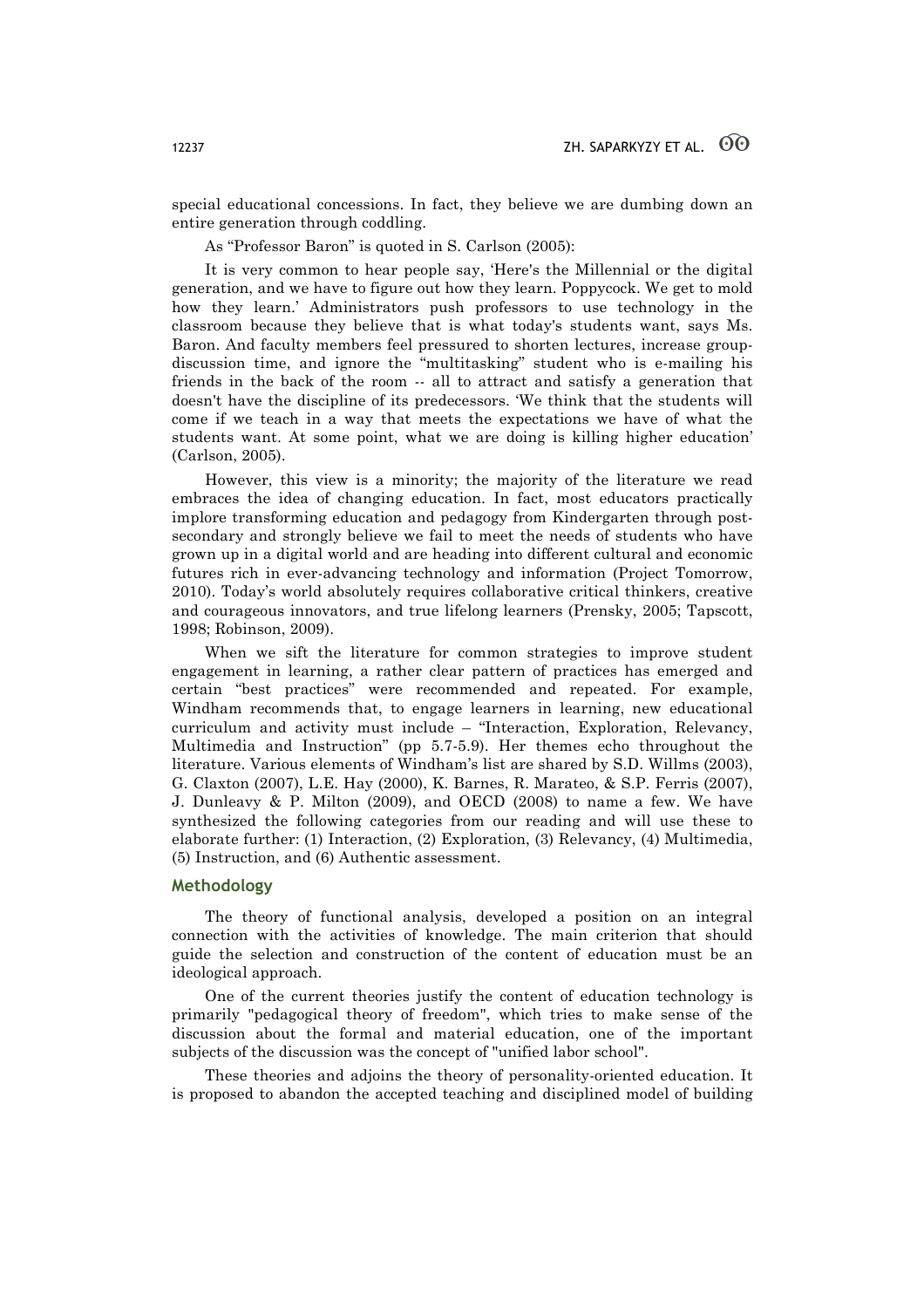special educational concessions. In fact, they believe we are dumbing down an entire generation through coddling.

As "Professor Baron" is quoted in S. Carlson (2005):

It is very common to hear people say, 'Here's the Millennial or the digital generation, and we have to figure out how they learn. Poppycock. We get to mold how they learn.' Administrators push professors to use technology in the classroom because they believe that is what today's students want, says Ms. Baron. And faculty members feel pressured to shorten lectures, increase group-discussion time, and ignore the "multitasking" student who is e-mailing his friends in the back of the room -- all to attract and satisfy a generation that doesn't have the discipline of its predecessors. 'We think that the students will come if we teach in a way that meets the expectations we have of what the students want. At some point, what we are doing is killing higher education' (Carlson, 2005).

However, this view is a minority; the majority of the literature we read embraces the idea of changing education. In fact, most educators practically implore transforming education and pedagogy from Kindergarten through post-secondary and strongly believe we fail to meet the needs of students who have grown up in a digital world and are heading into different cultural and economic futures rich in ever-advancing technology and information (Project Tomorrow, 2010). Today's world absolutely requires collaborative critical thinkers, creative and courageous innovators, and true lifelong learners (Prensky, 2005; Tapscott, 1998; Robinson, 2009).

When we sift the literature for common strategies to improve student engagement in learning, a rather clear pattern of practices has emerged and certain "best practices" were recommended and repeated. For example, Windham recommends that, to engage learners in learning, new educational curriculum and activity must include – "Interaction, Exploration, Relevancy, Multimedia and Instruction" (pp 5.7-5.9). Her themes echo throughout the literature. Various elements of Windham's list are shared by S.D. Willms (2003), G. Claxton (2007), L.E. Hay (2000), K. Barnes, R. Marateo, & S.P. Ferris (2007), J. Dunleavy & P. Milton (2009), and OECD (2008) to name a few. We have synthesized the following categories from our reading and will use these to elaborate further: (1) Interaction, (2) Exploration, (3) Relevancy, (4) Multimedia, (5) Instruction, and (6) Authentic assessment.

## Methodology

The theory of functional analysis, developed a position on an integral connection with the activities of knowledge. The main criterion that should guide the selection and construction of the content of education must be an ideological approach.

One of the current theories justify the content of education technology is primarily "pedagogical theory of freedom", which tries to make sense of the discussion about the formal and material education, one of the important subjects of the discussion was the concept of "unified labor school".

These theories and adjoins the theory of personality-oriented education. It is proposed to abandon the accepted teaching and disciplined model of building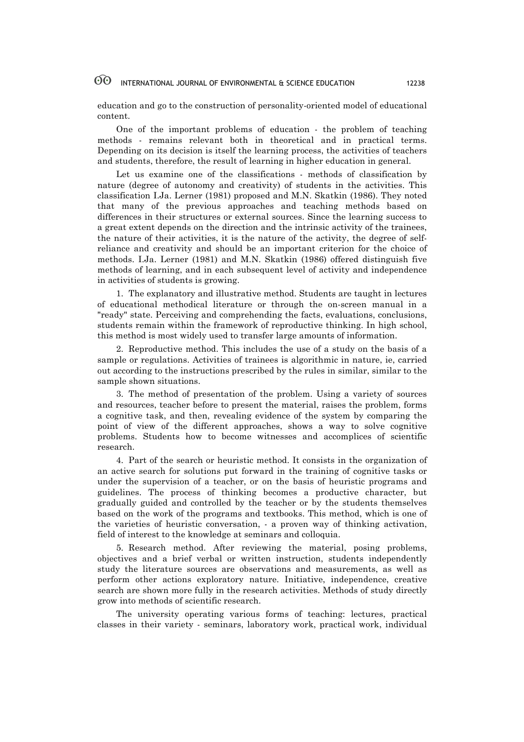education and go to the construction of personality-oriented model of educational content.

One of the important problems of education - the problem of teaching methods - remains relevant both in theoretical and in practical terms. Depending on its decision is itself the learning process, the activities of teachers and students, therefore, the result of learning in higher education in general.

Let us examine one of the classifications - methods of classification by nature (degree of autonomy and creativity) of students in the activities. This classification I.Ja. Lerner (1981) proposed and M.N. Skatkin (1986). They noted that many of the previous approaches and teaching methods based on differences in their structures or external sources. Since the learning success to a great extent depends on the direction and the intrinsic activity of the trainees, the nature of their activities, it is the nature of the activity, the degree of self-reliance and creativity and should be an important criterion for the choice of methods. I.Ja. Lerner (1981) and M.N. Skatkin (1986) offered distinguish five methods of learning, and in each subsequent level of activity and independence in activities of students is growing.

1. The explanatory and illustrative method. Students are taught in lectures of educational methodical literature or through the on-screen manual in a "ready" state. Perceiving and comprehending the facts, evaluations, conclusions, students remain within the framework of reproductive thinking. In high school, this method is most widely used to transfer large amounts of information.

2. Reproductive method. This includes the use of a study on the basis of a sample or regulations. Activities of trainees is algorithmic in nature, ie, carried out according to the instructions prescribed by the rules in similar, similar to the sample shown situations.

3. The method of presentation of the problem. Using a variety of sources and resources, teacher before to present the material, raises the problem, forms a cognitive task, and then, revealing evidence of the system by comparing the point of view of the different approaches, shows a way to solve cognitive problems. Students how to become witnesses and accomplices of scientific research.

4. Part of the search or heuristic method. It consists in the organization of an active search for solutions put forward in the training of cognitive tasks or under the supervision of a teacher, or on the basis of heuristic programs and guidelines. The process of thinking becomes a productive character, but gradually guided and controlled by the teacher or by the students themselves based on the work of the programs and textbooks. This method, which is one of the varieties of heuristic conversation, - a proven way of thinking activation, field of interest to the knowledge at seminars and colloquia.

5. Research method. After reviewing the material, posing problems, objectives and a brief verbal or written instruction, students independently study the literature sources are observations and measurements, as well as perform other actions exploratory nature. Initiative, independence, creative search are shown more fully in the research activities. Methods of study directly grow into methods of scientific research.

The university operating various forms of teaching: lectures, practical classes in their variety - seminars, laboratory work, practical work, individual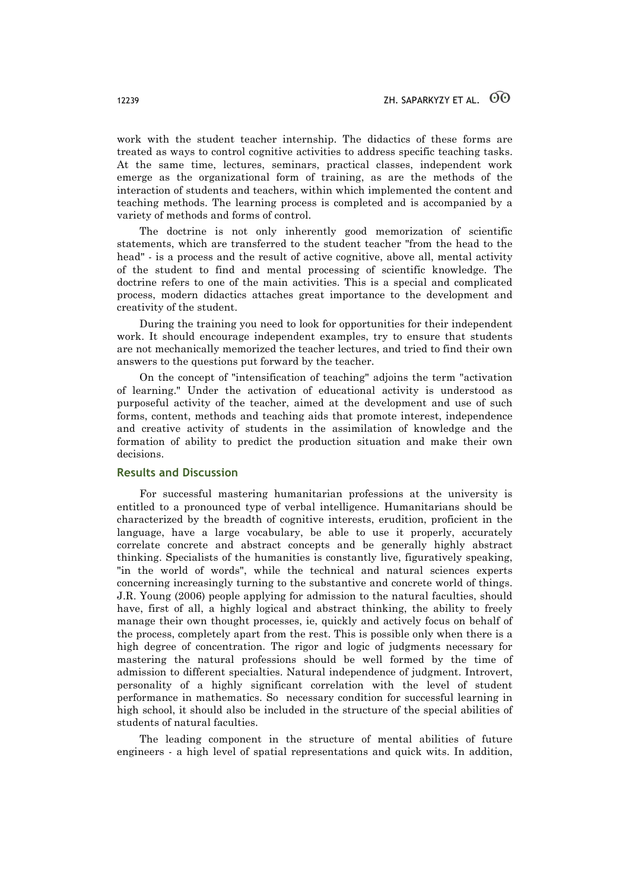work with the student teacher internship. The didactics of these forms are treated as ways to control cognitive activities to address specific teaching tasks. At the same time, lectures, seminars, practical classes, independent work emerge as the organizational form of training, as are the methods of the interaction of students and teachers, within which implemented the content and teaching methods. The learning process is completed and is accompanied by a variety of methods and forms of control.

The doctrine is not only inherently good memorization of scientific statements, which are transferred to the student teacher "from the head to the head" - is a process and the result of active cognitive, above all, mental activity of the student to find and mental processing of scientific knowledge. The doctrine refers to one of the main activities. This is a special and complicated process, modern didactics attaches great importance to the development and creativity of the student.

During the training you need to look for opportunities for their independent work. It should encourage independent examples, try to ensure that students are not mechanically memorized the teacher lectures, and tried to find their own answers to the questions put forward by the teacher.

On the concept of "intensification of teaching" adjoins the term "activation of learning." Under the activation of educational activity is understood as purposeful activity of the teacher, aimed at the development and use of such forms, content, methods and teaching aids that promote interest, independence and creative activity of students in the assimilation of knowledge and the formation of ability to predict the production situation and make their own decisions.

## Results and Discussion

For successful mastering humanitarian professions at the university is entitled to a pronounced type of verbal intelligence. Humanitarians should be characterized by the breadth of cognitive interests, erudition, proficient in the language, have a large vocabulary, be able to use it properly, accurately correlate concrete and abstract concepts and be generally highly abstract thinking. Specialists of the humanities is constantly live, figuratively speaking, "in the world of words", while the technical and natural sciences experts concerning increasingly turning to the substantive and concrete world of things. J.R. Young (2006) people applying for admission to the natural faculties, should have, first of all, a highly logical and abstract thinking, the ability to freely manage their own thought processes, ie, quickly and actively focus on behalf of the process, completely apart from the rest. This is possible only when there is a high degree of concentration. The rigor and logic of judgments necessary for mastering the natural professions should be well formed by the time of admission to different specialties. Natural independence of judgment. Introvert, personality of a highly significant correlation with the level of student performance in mathematics. So necessary condition for successful learning in high school, it should also be included in the structure of the special abilities of students of natural faculties.

The leading component in the structure of mental abilities of future engineers - a high level of spatial representations and quick wits. In addition,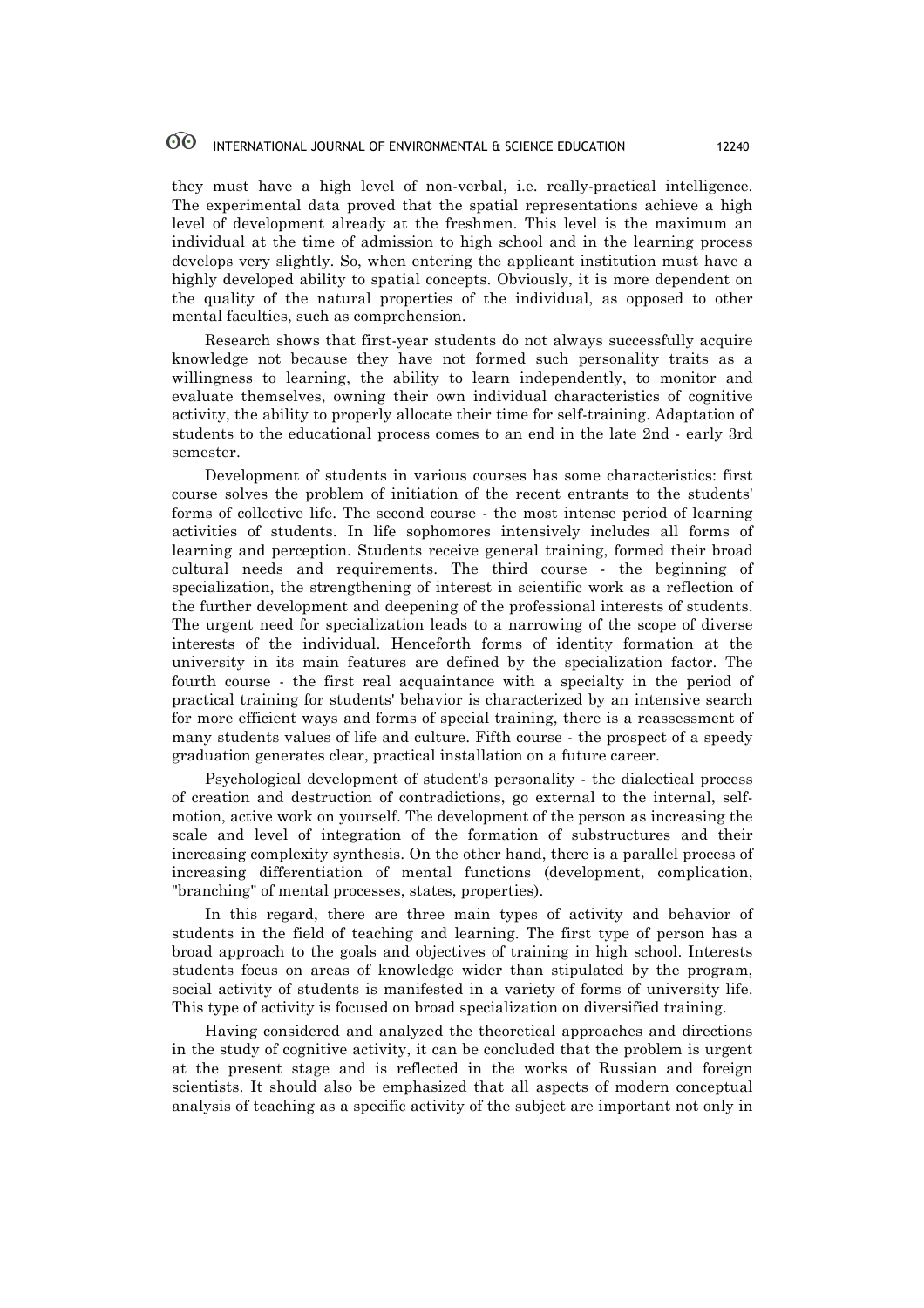they must have a high level of non-verbal, i.e. really-practical intelligence. The experimental data proved that the spatial representations achieve a high level of development already at the freshmen. This level is the maximum an individual at the time of admission to high school and in the learning process develops very slightly. So, when entering the applicant institution must have a highly developed ability to spatial concepts. Obviously, it is more dependent on the quality of the natural properties of the individual, as opposed to other mental faculties, such as comprehension.

Research shows that first-year students do not always successfully acquire knowledge not because they have not formed such personality traits as a willingness to learning, the ability to learn independently, to monitor and evaluate themselves, owning their own individual characteristics of cognitive activity, the ability to properly allocate their time for self-training. Adaptation of students to the educational process comes to an end in the late 2nd - early 3rd semester.

Development of students in various courses has some characteristics: first course solves the problem of initiation of the recent entrants to the students' forms of collective life. The second course - the most intense period of learning activities of students. In life sophomores intensively includes all forms of learning and perception. Students receive general training, formed their broad cultural needs and requirements. The third course - the beginning of specialization, the strengthening of interest in scientific work as a reflection of the further development and deepening of the professional interests of students. The urgent need for specialization leads to a narrowing of the scope of diverse interests of the individual. Henceforth forms of identity formation at the university in its main features are defined by the specialization factor. The fourth course - the first real acquaintance with a specialty in the period of practical training for students' behavior is characterized by an intensive search for more efficient ways and forms of special training, there is a reassessment of many students values of life and culture. Fifth course - the prospect of a speedy graduation generates clear, practical installation on a future career.

Psychological development of student's personality - the dialectical process of creation and destruction of contradictions, go external to the internal, self-motion, active work on yourself. The development of the person as increasing the scale and level of integration of the formation of substructures and their increasing complexity synthesis. On the other hand, there is a parallel process of increasing differentiation of mental functions (development, complication, "branching" of mental processes, states, properties).

In this regard, there are three main types of activity and behavior of students in the field of teaching and learning. The first type of person has a broad approach to the goals and objectives of training in high school. Interests students focus on areas of knowledge wider than stipulated by the program, social activity of students is manifested in a variety of forms of university life. This type of activity is focused on broad specialization on diversified training.

Having considered and analyzed the theoretical approaches and directions in the study of cognitive activity, it can be concluded that the problem is urgent at the present stage and is reflected in the works of Russian and foreign scientists. It should also be emphasized that all aspects of modern conceptual analysis of teaching as a specific activity of the subject are important not only in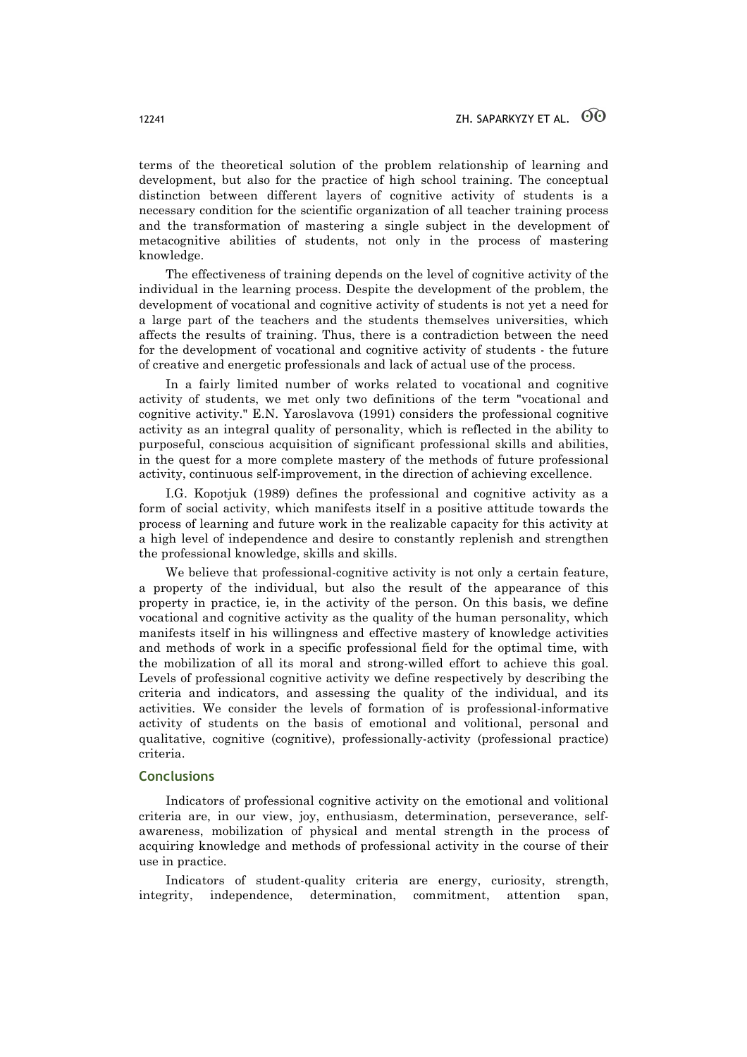terms of the theoretical solution of the problem relationship of learning and development, but also for the practice of high school training. The conceptual distinction between different layers of cognitive activity of students is a necessary condition for the scientific organization of all teacher training process and the transformation of mastering a single subject in the development of metacognitive abilities of students, not only in the process of mastering knowledge.

The effectiveness of training depends on the level of cognitive activity of the individual in the learning process. Despite the development of the problem, the development of vocational and cognitive activity of students is not yet a need for a large part of the teachers and the students themselves universities, which affects the results of training. Thus, there is a contradiction between the need for the development of vocational and cognitive activity of students - the future of creative and energetic professionals and lack of actual use of the process.

In a fairly limited number of works related to vocational and cognitive activity of students, we met only two definitions of the term "vocational and cognitive activity." E.N. Yaroslavova (1991) considers the professional cognitive activity as an integral quality of personality, which is reflected in the ability to purposeful, conscious acquisition of significant professional skills and abilities, in the quest for a more complete mastery of the methods of future professional activity, continuous self-improvement, in the direction of achieving excellence.

I.G. Kopotjuk (1989) defines the professional and cognitive activity as a form of social activity, which manifests itself in a positive attitude towards the process of learning and future work in the realizable capacity for this activity at a high level of independence and desire to constantly replenish and strengthen the professional knowledge, skills and skills.

We believe that professional-cognitive activity is not only a certain feature, a property of the individual, but also the result of the appearance of this property in practice, ie, in the activity of the person. On this basis, we define vocational and cognitive activity as the quality of the human personality, which manifests itself in his willingness and effective mastery of knowledge activities and methods of work in a specific professional field for the optimal time, with the mobilization of all its moral and strong-willed effort to achieve this goal. Levels of professional cognitive activity we define respectively by describing the criteria and indicators, and assessing the quality of the individual, and its activities. We consider the levels of formation of is professional-informative activity of students on the basis of emotional and volitional, personal and qualitative, cognitive (cognitive), professionally-activity (professional practice) criteria.

## Conclusions

Indicators of professional cognitive activity on the emotional and volitional criteria are, in our view, joy, enthusiasm, determination, perseverance, self-awareness, mobilization of physical and mental strength in the process of acquiring knowledge and methods of professional activity in the course of their use in practice.

Indicators of student-quality criteria are energy, curiosity, strength, integrity, independence, determination, commitment, attention span,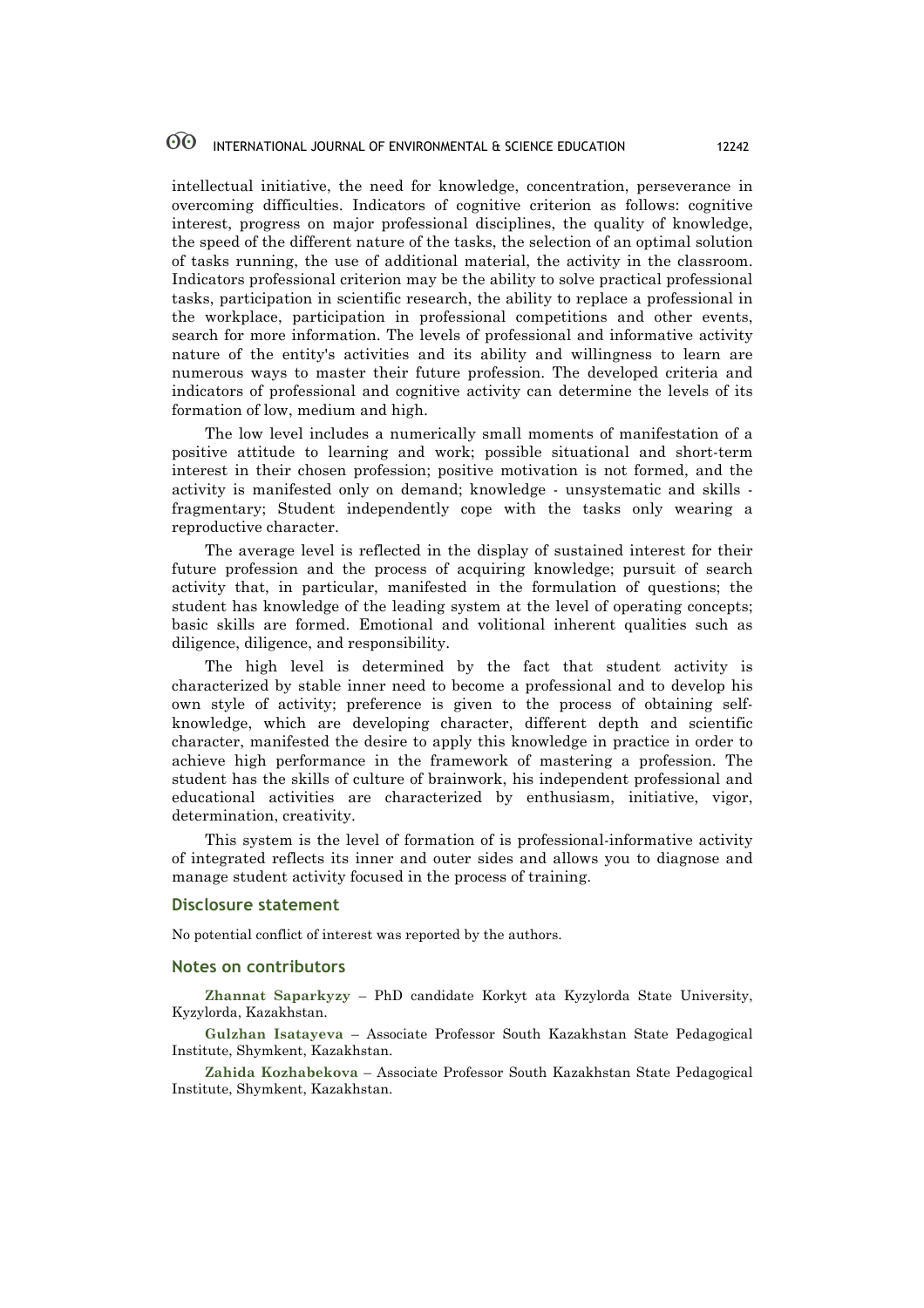intellectual initiative, the need for knowledge, concentration, perseverance in overcoming difficulties. Indicators of cognitive criterion as follows: cognitive interest, progress on major professional disciplines, the quality of knowledge, the speed of the different nature of the tasks, the selection of an optimal solution of tasks running, the use of additional material, the activity in the classroom. Indicators professional criterion may be the ability to solve practical professional tasks, participation in scientific research, the ability to replace a professional in the workplace, participation in professional competitions and other events, search for more information. The levels of professional and informative activity nature of the entity's activities and its ability and willingness to learn are numerous ways to master their future profession. The developed criteria and indicators of professional and cognitive activity can determine the levels of its formation of low, medium and high.

The low level includes a numerically small moments of manifestation of a positive attitude to learning and work; possible situational and short-term interest in their chosen profession; positive motivation is not formed, and the activity is manifested only on demand; knowledge - unsystematic and skills - fragmentary; Student independently cope with the tasks only wearing a reproductive character.

The average level is reflected in the display of sustained interest for their future profession and the process of acquiring knowledge; pursuit of search activity that, in particular, manifested in the formulation of questions; the student has knowledge of the leading system at the level of operating concepts; basic skills are formed. Emotional and volitional inherent qualities such as diligence, diligence, and responsibility.

The high level is determined by the fact that student activity is characterized by stable inner need to become a professional and to develop his own style of activity; preference is given to the process of obtaining self-knowledge, which are developing character, different depth and scientific character, manifested the desire to apply this knowledge in practice in order to achieve high performance in the framework of mastering a profession. The student has the skills of culture of brainwork, his independent professional and educational activities are characterized by enthusiasm, initiative, vigor, determination, creativity.

This system is the level of formation of is professional-informative activity of integrated reflects its inner and outer sides and allows you to diagnose and manage student activity focused in the process of training.

## Disclosure statement

No potential conflict of interest was reported by the authors.

## Notes on contributors

**Zhannat Saparkyzy** – PhD candidate Korkyt ata Kyzylorda State University, Kyzylorda, Kazakhstan.

**Gulzhan Isatayeva** – Associate Professor South Kazakhstan State Pedagogical Institute, Shymkent, Kazakhstan.

**Zahida Kozhabekova** – Associate Professor South Kazakhstan State Pedagogical Institute, Shymkent, Kazakhstan.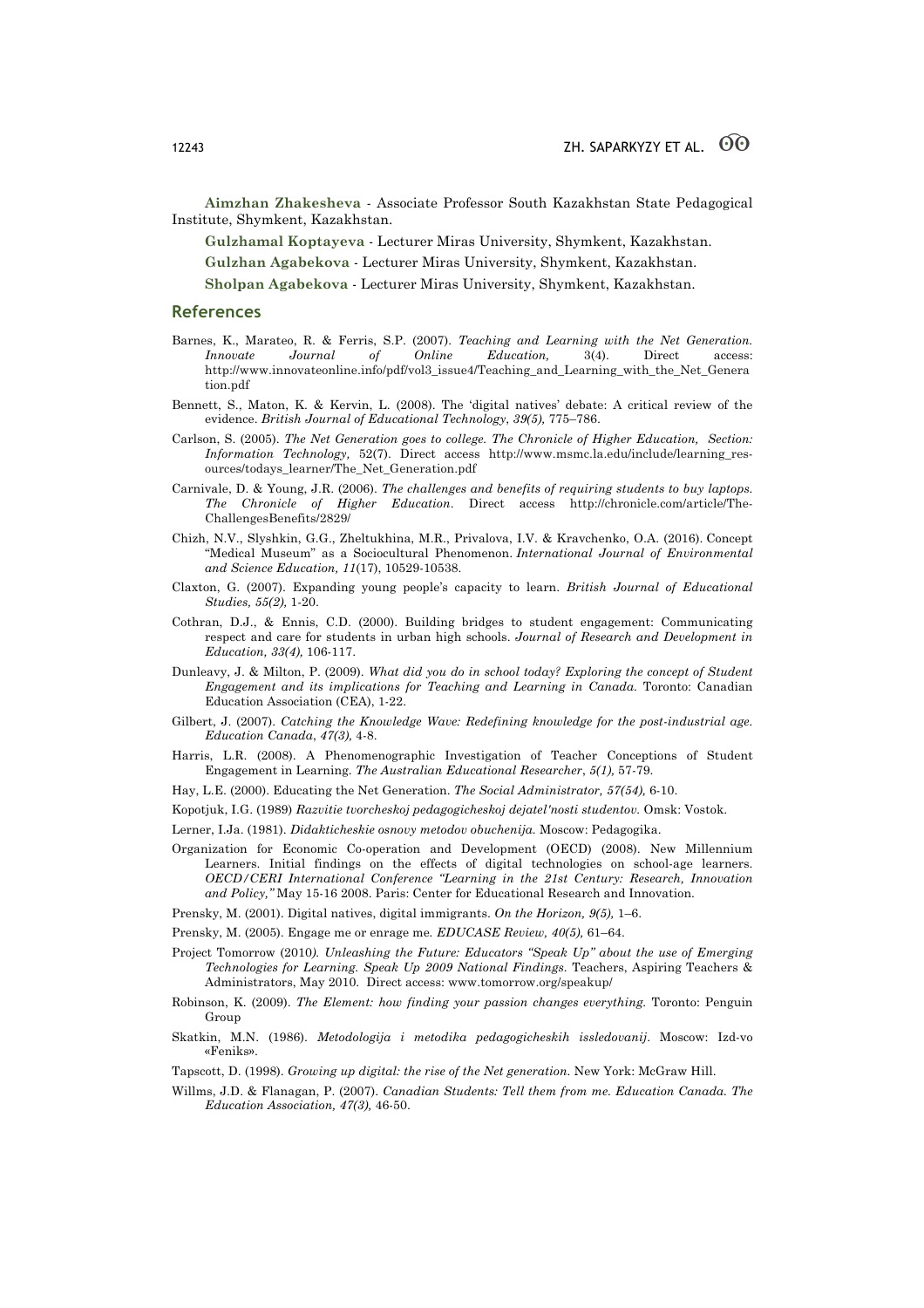**Aimzhan Zhakesheva** - Associate Professor South Kazakhstan State Pedagogical Institute, Shymkent, Kazakhstan.

**Gulzhamal Koptayeva** - Lecturer Miras University, Shymkent, Kazakhstan.

**Gulzhan Agabekova** - Lecturer Miras University, Shymkent, Kazakhstan.

**Sholpan Agabekova** - Lecturer Miras University, Shymkent, Kazakhstan.

## References

Barnes, K., Marateo, R. & Ferris, S.P. (2007). *Teaching and Learning with the Net Generation. Innovate Journal of Online Education,* 3(4). Direct access: http://www.innovateonline.info/pdf/vol3_issue4/Teaching_and_Learning_with_the_Net_Generation.pdf

Bennett, S., Maton, K. & Kervin, L. (2008). The 'digital natives' debate: A critical review of the evidence. *British Journal of Educational Technology*, *39(5),* 775–786.

Carlson, S. (2005). *The Net Generation goes to college. The Chronicle of Higher Education, Section: Information Technology,* 52(7). Direct access http://www.msmc.la.edu/include/learning_resources/todays_learner/The_Net_Generation.pdf

Carnivale, D. & Young, J.R. (2006). *The challenges and benefits of requiring students to buy laptops. The Chronicle of Higher Education*. Direct access http://chronicle.com/article/The-ChallengesBenefits/2829/

Chizh, N.V., Slyshkin, G.G., Zheltukhina, M.R., Privalova, I.V. & Kravchenko, O.A. (2016). Concept "Medical Museum" as a Sociocultural Phenomenon. *International Journal of Environmental and Science Education, 11*(17), 10529-10538.

Claxton, G. (2007). Expanding young people's capacity to learn. *British Journal of Educational Studies, 55(2),* 1-20.

Cothran, D.J., & Ennis, C.D. (2000). Building bridges to student engagement: Communicating respect and care for students in urban high schools. *Journal of Research and Development in Education, 33(4),* 106-117.

Dunleavy, J. & Milton, P. (2009). *What did you do in school today? Exploring the concept of Student Engagement and its implications for Teaching and Learning in Canada.* Toronto: Canadian Education Association (CEA), 1-22.

Gilbert, J. (2007). *Catching the Knowledge Wave: Redefining knowledge for the post-industrial age. Education Canada*, *47(3),* 4-8.

Harris, L.R. (2008). A Phenomenographic Investigation of Teacher Conceptions of Student Engagement in Learning. *The Australian Educational Researcher*, *5(1),* 57-79.

Hay, L.E. (2000). Educating the Net Generation. *The Social Administrator, 57(54),* 6-10.

Kopotjuk, I.G. (1989) *Razvitie tvorcheskoj pedagogicheskoj dejatel'nosti studentov.* Omsk: Vostok.

Lerner, I.Ja. (1981). *Didakticheskie osnovy metodov obuchenija.* Moscow: Pedagogika.

Organization for Economic Co-operation and Development (OECD) (2008). New Millennium Learners. Initial findings on the effects of digital technologies on school-age learners. *OECD/CERI International Conference "Learning in the 21st Century: Research, Innovation and Policy,"* May 15-16 2008. Paris: Center for Educational Research and Innovation.

Prensky, M. (2001). Digital natives, digital immigrants. *On the Horizon, 9(5),* 1–6.

Prensky, M. (2005). Engage me or enrage me. *EDUCASE Review, 40(5),* 61–64.

Project Tomorrow (2010*). Unleashing the Future: Educators "Speak Up" about the use of Emerging Technologies for Learning. Speak Up 2009 National Findings.* Teachers, Aspiring Teachers & Administrators, May 2010. Direct access: www.tomorrow.org/speakup/

Robinson, K. (2009). *The Element: how finding your passion changes everything.* Toronto: Penguin Group

Skatkin, M.N. (1986). *Metodologija i metodika pedagogicheskih issledovanij*. Moscow: Izd-vo «Feniks».

Tapscott, D. (1998). *Growing up digital: the rise of the Net generation.* New York: McGraw Hill.

Willms, J.D. & Flanagan, P. (2007). *Canadian Students: Tell them from me. Education Canada. The Education Association, 47(3),* 46-50.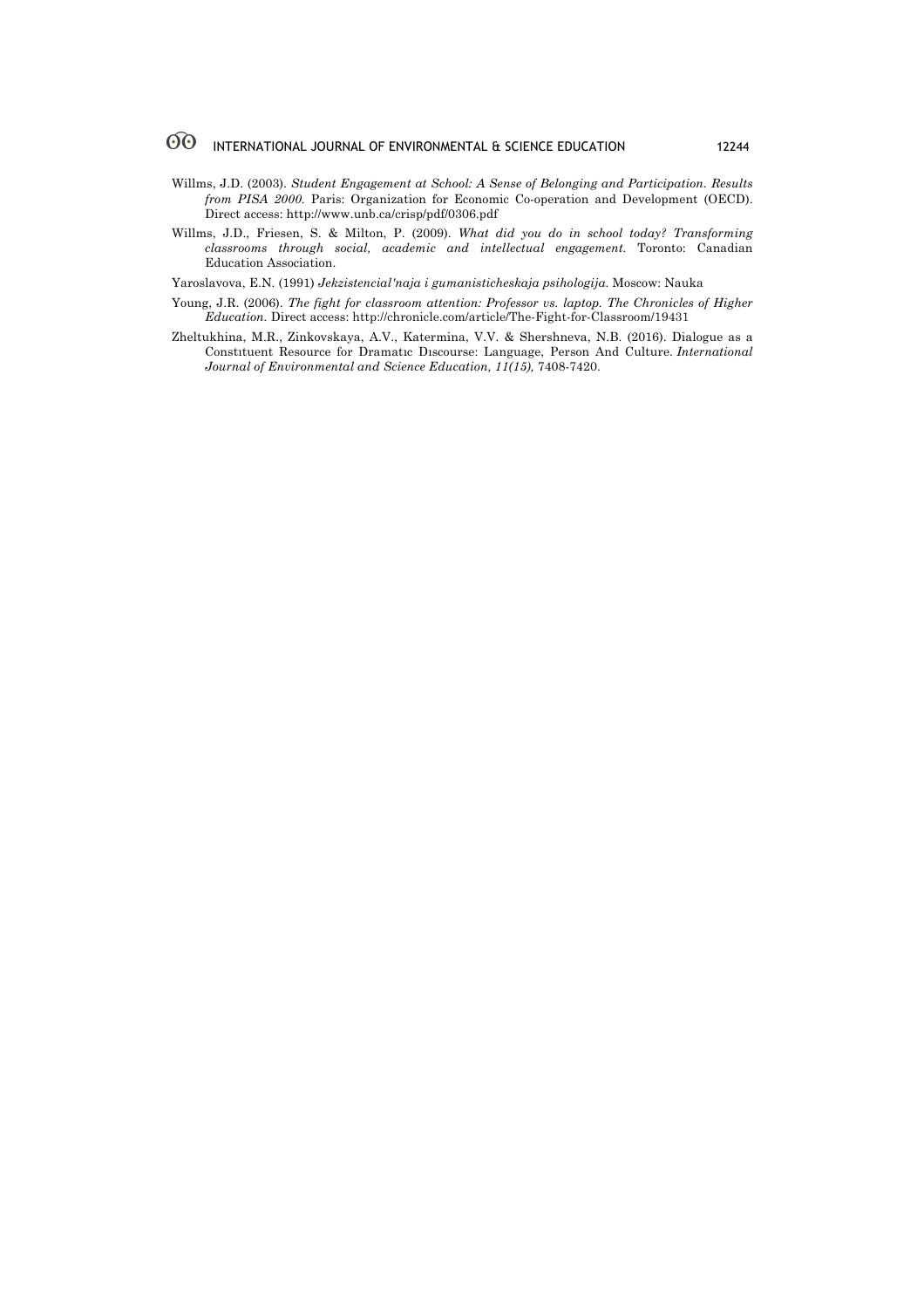Willms, J.D. (2003). *Student Engagement at School: A Sense of Belonging and Participation. Results from PISA 2000.* Paris: Organization for Economic Co-operation and Development (OECD). Direct access: http://www.unb.ca/crisp/pdf/0306.pdf

Willms, J.D., Friesen, S. & Milton, P. (2009). *What did you do in school today? Transforming classrooms through social, academic and intellectual engagement.* Toronto: Canadian Education Association.

Yaroslavova, E.N. (1991) *Jekzistencial'naja i gumanisticheskaja psihologija.* Moscow: Nauka

Young, J.R. (2006). *The fight for classroom attention: Professor vs. laptop. The Chronicles of Higher Education.* Direct access: http://chronicle.com/article/The-Fight-for-Classroom/19431

Zheltukhina, M.R., Zinkovskaya, A.V., Katermina, V.V. & Shershneva, N.B. (2016). Dialogue as a Constıtuent Resource for Dramatıc Dıscourse: Language, Person And Culture. *International Journal of Environmental and Science Education, 11(15),* 7408-7420.